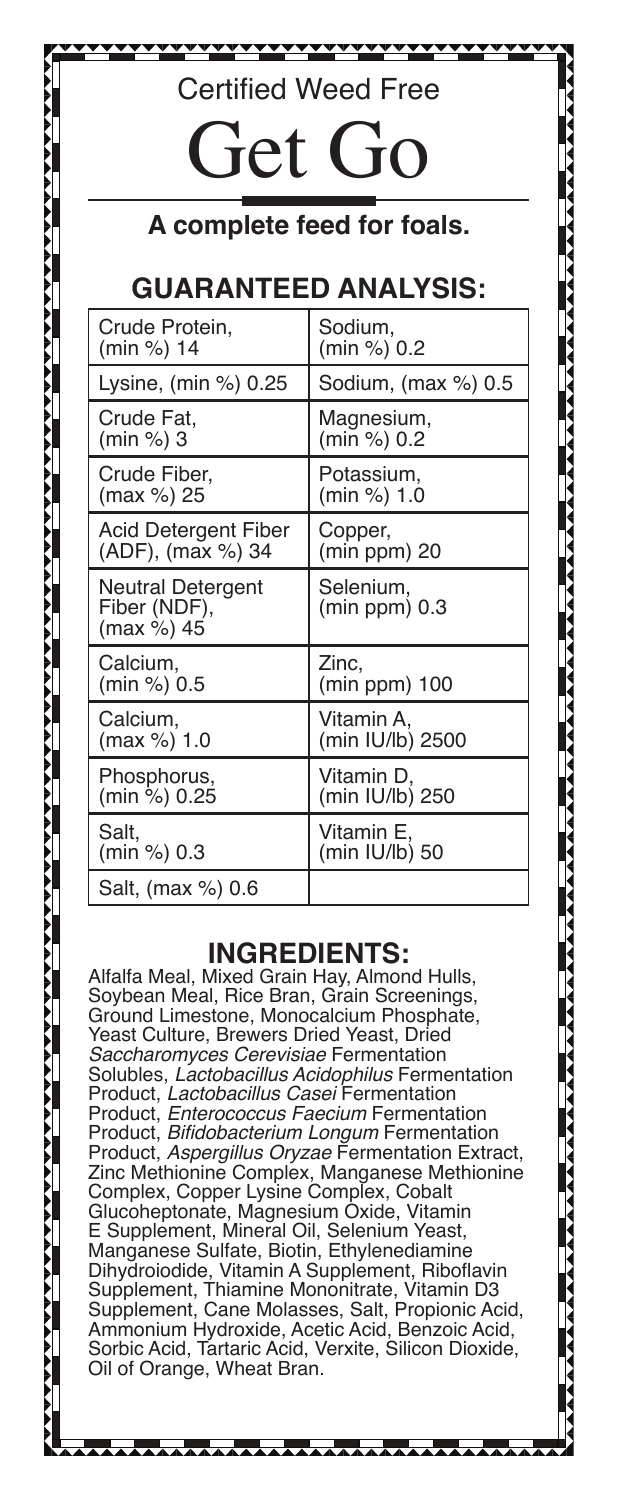Certified Weed Free

# Get Go

**A complete feed for foals.**

## GUARANTEED ANALYSIS:

| | |
|---|---|
| Crude Protein, (min %) 14 | Sodium, (min %) 0.2 |
| Lysine, (min %) 0.25 | Sodium, (max %) 0.5 |
| Crude Fat, (min %) 3 | Magnesium, (min %) 0.2 |
| Crude Fiber, (max %) 25 | Potassium, (min %) 1.0 |
| Acid Detergent Fiber (ADF), (max %) 34 | Copper, (min ppm) 20 |
| Neutral Detergent Fiber (NDF), (max %) 45 | Selenium, (min ppm) 0.3 |
| Calcium, (min %) 0.5 | Zinc, (min ppm) 100 |
| Calcium, (max %) 1.0 | Vitamin A, (min IU/lb) 2500 |
| Phosphorus, (min %) 0.25 | Vitamin D, (min IU/lb) 250 |
| Salt, (min %) 0.3 | Vitamin E, (min IU/lb) 50 |
| Salt, (max %) 0.6 | |

## INGREDIENTS:

Alfalfa Meal, Mixed Grain Hay, Almond Hulls, Soybean Meal, Rice Bran, Grain Screenings, Ground Limestone, Monocalcium Phosphate, Yeast Culture, Brewers Dried Yeast, Dried *Saccharomyces Cerevisiae* Fermentation Solubles, *Lactobacillus Acidophilus* Fermentation Product, *Lactobacillus Casei* Fermentation Product, *Enterococcus Faecium* Fermentation Product, *Bifidobacterium Longum* Fermentation Product, *Aspergillus Oryzae* Fermentation Extract, Zinc Methionine Complex, Manganese Methionine Complex, Copper Lysine Complex, Cobalt Glucoheptonate, Magnesium Oxide, Vitamin E Supplement, Mineral Oil, Selenium Yeast, Manganese Sulfate, Biotin, Ethylenediamine Dihydroiodide, Vitamin A Supplement, Riboflavin Supplement, Thiamine Mononitrate, Vitamin D3 Supplement, Cane Molasses, Salt, Propionic Acid, Ammonium Hydroxide, Acetic Acid, Benzoic Acid, Sorbic Acid, Tartaric Acid, Verxite, Silicon Dioxide, Oil of Orange, Wheat Bran.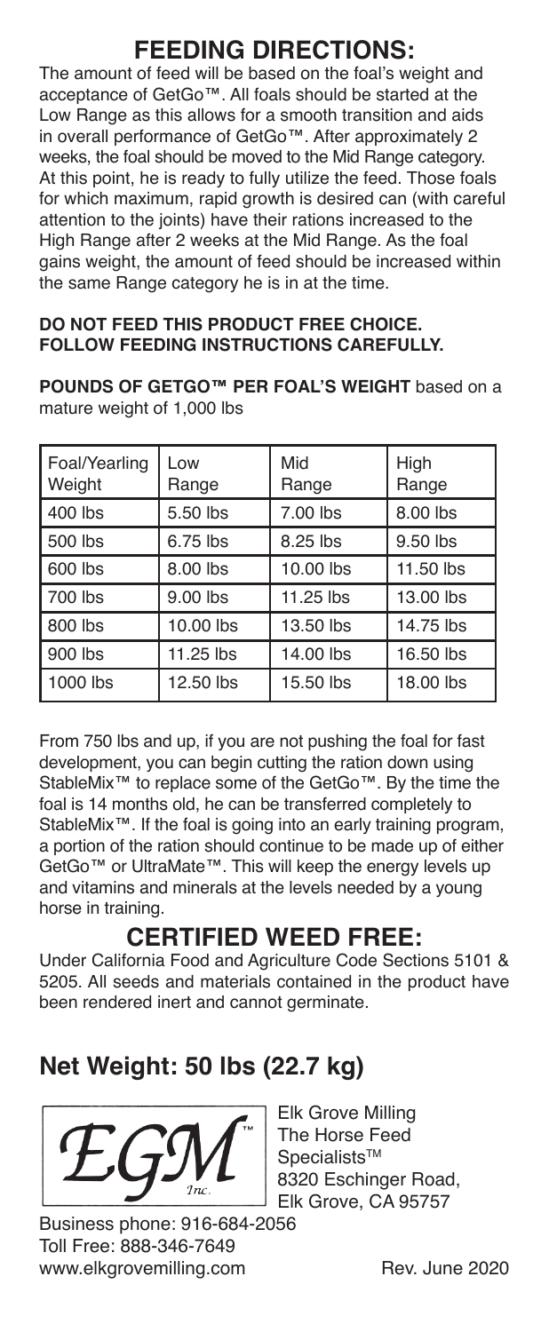# FEEDING DIRECTIONS:

The amount of feed will be based on the foal's weight and acceptance of GetGo™. All foals should be started at the Low Range as this allows for a smooth transition and aids in overall performance of GetGo™. After approximately 2 weeks, the foal should be moved to the Mid Range category. At this point, he is ready to fully utilize the feed. Those foals for which maximum, rapid growth is desired can (with careful attention to the joints) have their rations increased to the High Range after 2 weeks at the Mid Range. As the foal gains weight, the amount of feed should be increased within the same Range category he is in at the time.

**DO NOT FEED THIS PRODUCT FREE CHOICE. FOLLOW FEEDING INSTRUCTIONS CAREFULLY.**

**POUNDS OF GETGO™ PER FOAL'S WEIGHT** based on a mature weight of 1,000 lbs

| Foal/Yearling Weight | Low Range | Mid Range | High Range |
|---|---|---|---|
| 400 lbs | 5.50 lbs | 7.00 lbs | 8.00 lbs |
| 500 lbs | 6.75 lbs | 8.25 lbs | 9.50 lbs |
| 600 lbs | 8.00 lbs | 10.00 lbs | 11.50 lbs |
| 700 lbs | 9.00 lbs | 11.25 lbs | 13.00 lbs |
| 800 lbs | 10.00 lbs | 13.50 lbs | 14.75 lbs |
| 900 lbs | 11.25 lbs | 14.00 lbs | 16.50 lbs |
| 1000 lbs | 12.50 lbs | 15.50 lbs | 18.00 lbs |

From 750 lbs and up, if you are not pushing the foal for fast development, you can begin cutting the ration down using StableMix™ to replace some of the GetGo™. By the time the foal is 14 months old, he can be transferred completely to StableMix™. If the foal is going into an early training program, a portion of the ration should continue to be made up of either GetGo™ or UltraMate™. This will keep the energy levels up and vitamins and minerals at the levels needed by a young horse in training.

## CERTIFIED WEED FREE:

Under California Food and Agriculture Code Sections 5101 & 5205. All seeds and materials contained in the product have been rendered inert and cannot germinate.

## Net Weight: 50 lbs (22.7 kg)

EGM™ Inc.

Elk Grove Milling
The Horse Feed Specialists™
8320 Eschinger Road,
Elk Grove, CA 95757

Business phone: 916-684-2056
Toll Free: 888-346-7649
www.elkgrovemilling.com

Rev. June 2020